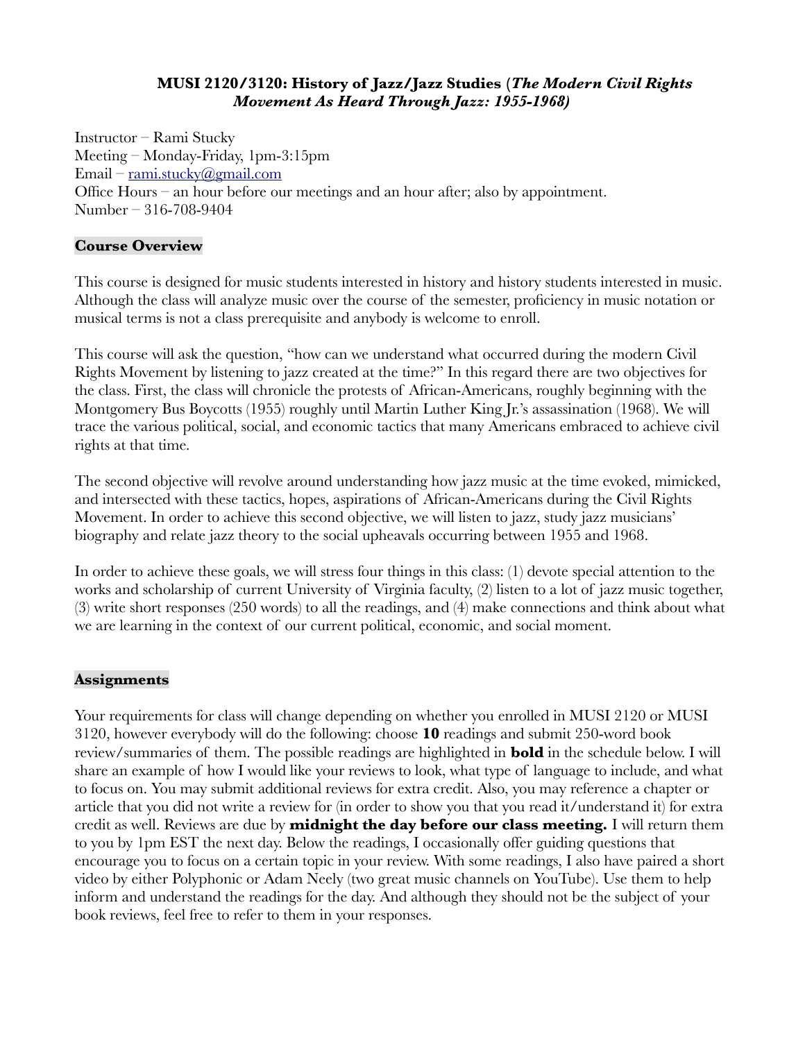**MUSI 2120/3120: History of Jazz/Jazz Studies (*The Modern Civil Rights Movement As Heard Through Jazz: 1955-1968)***

Instructor – Rami Stucky
Meeting – Monday-Friday, 1pm-3:15pm
Email – rami.stucky@gmail.com
Office Hours – an hour before our meetings and an hour after; also by appointment.
Number – 316-708-9404

## Course Overview

This course is designed for music students interested in history and history students interested in music. Although the class will analyze music over the course of the semester, proficiency in music notation or musical terms is not a class prerequisite and anybody is welcome to enroll.

This course will ask the question, "how can we understand what occurred during the modern Civil Rights Movement by listening to jazz created at the time?" In this regard there are two objectives for the class. First, the class will chronicle the protests of African-Americans, roughly beginning with the Montgomery Bus Boycotts (1955) roughly until Martin Luther King Jr.'s assassination (1968). We will trace the various political, social, and economic tactics that many Americans embraced to achieve civil rights at that time.

The second objective will revolve around understanding how jazz music at the time evoked, mimicked, and intersected with these tactics, hopes, aspirations of African-Americans during the Civil Rights Movement. In order to achieve this second objective, we will listen to jazz, study jazz musicians' biography and relate jazz theory to the social upheavals occurring between 1955 and 1968.

In order to achieve these goals, we will stress four things in this class: (1) devote special attention to the works and scholarship of current University of Virginia faculty, (2) listen to a lot of jazz music together, (3) write short responses (250 words) to all the readings, and (4) make connections and think about what we are learning in the context of our current political, economic, and social moment.

## Assignments

Your requirements for class will change depending on whether you enrolled in MUSI 2120 or MUSI 3120, however everybody will do the following: choose **10** readings and submit 250-word book review/summaries of them. The possible readings are highlighted in **bold** in the schedule below. I will share an example of how I would like your reviews to look, what type of language to include, and what to focus on. You may submit additional reviews for extra credit. Also, you may reference a chapter or article that you did not write a review for (in order to show you that you read it/understand it) for extra credit as well. Reviews are due by **midnight the day before our class meeting.** I will return them to you by 1pm EST the next day. Below the readings, I occasionally offer guiding questions that encourage you to focus on a certain topic in your review. With some readings, I also have paired a short video by either Polyphonic or Adam Neely (two great music channels on YouTube). Use them to help inform and understand the readings for the day. And although they should not be the subject of your book reviews, feel free to refer to them in your responses.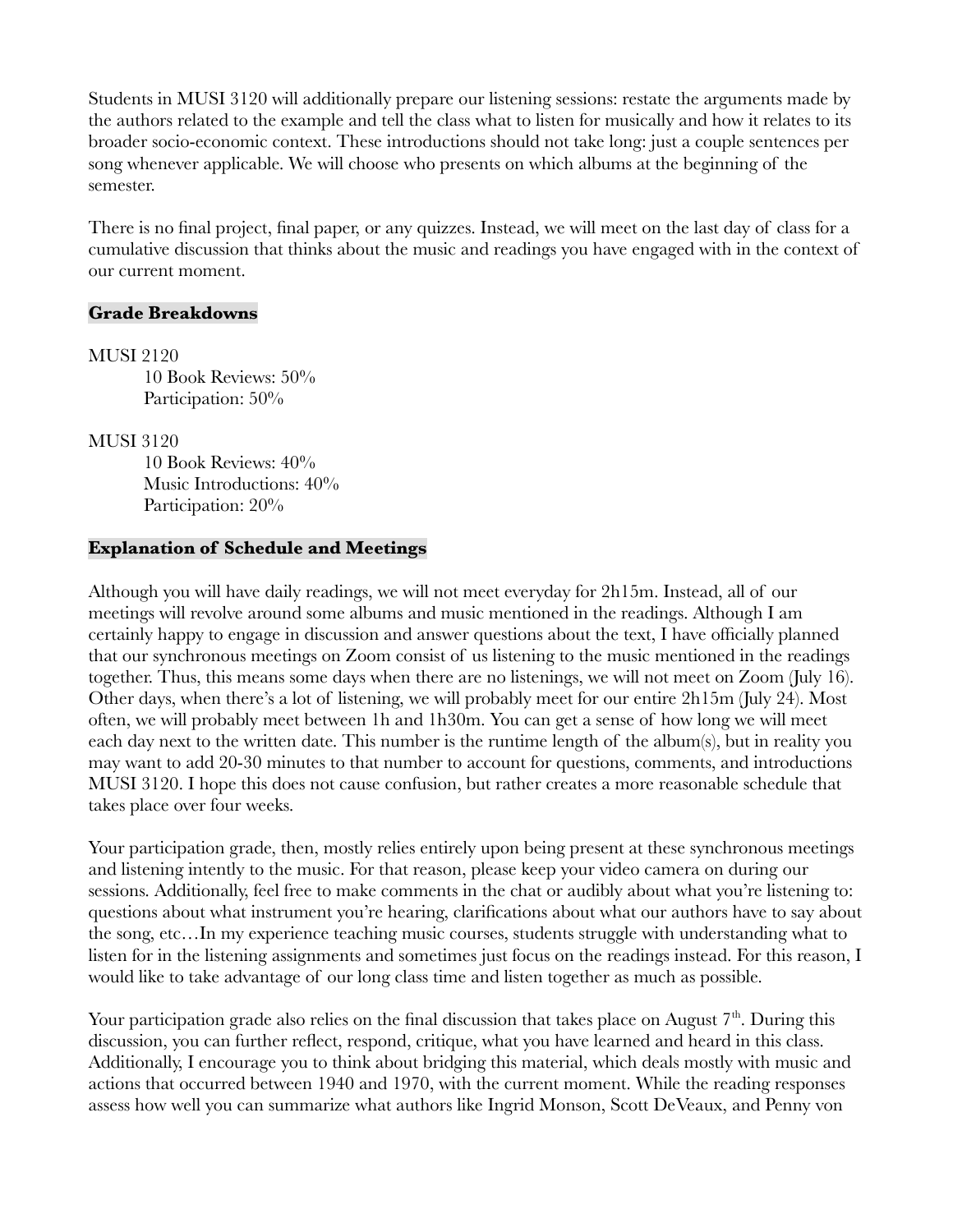Students in MUSI 3120 will additionally prepare our listening sessions: restate the arguments made by the authors related to the example and tell the class what to listen for musically and how it relates to its broader socio-economic context. These introductions should not take long: just a couple sentences per song whenever applicable. We will choose who presents on which albums at the beginning of the semester.

There is no final project, final paper, or any quizzes. Instead, we will meet on the last day of class for a cumulative discussion that thinks about the music and readings you have engaged with in the context of our current moment.

**Grade Breakdowns**

MUSI 2120
- 10 Book Reviews: 50%
- Participation: 50%

MUSI 3120
- 10 Book Reviews: 40%
- Music Introductions: 40%
- Participation: 20%

**Explanation of Schedule and Meetings**

Although you will have daily readings, we will not meet everyday for 2h15m. Instead, all of our meetings will revolve around some albums and music mentioned in the readings. Although I am certainly happy to engage in discussion and answer questions about the text, I have officially planned that our synchronous meetings on Zoom consist of us listening to the music mentioned in the readings together. Thus, this means some days when there are no listenings, we will not meet on Zoom (July 16). Other days, when there's a lot of listening, we will probably meet for our entire 2h15m (July 24). Most often, we will probably meet between 1h and 1h30m. You can get a sense of how long we will meet each day next to the written date. This number is the runtime length of the album(s), but in reality you may want to add 20-30 minutes to that number to account for questions, comments, and introductions MUSI 3120. I hope this does not cause confusion, but rather creates a more reasonable schedule that takes place over four weeks.

Your participation grade, then, mostly relies entirely upon being present at these synchronous meetings and listening intently to the music. For that reason, please keep your video camera on during our sessions. Additionally, feel free to make comments in the chat or audibly about what you're listening to: questions about what instrument you're hearing, clarifications about what our authors have to say about the song, etc…In my experience teaching music courses, students struggle with understanding what to listen for in the listening assignments and sometimes just focus on the readings instead. For this reason, I would like to take advantage of our long class time and listen together as much as possible.

Your participation grade also relies on the final discussion that takes place on August 7th. During this discussion, you can further reflect, respond, critique, what you have learned and heard in this class. Additionally, I encourage you to think about bridging this material, which deals mostly with music and actions that occurred between 1940 and 1970, with the current moment. While the reading responses assess how well you can summarize what authors like Ingrid Monson, Scott DeVeaux, and Penny von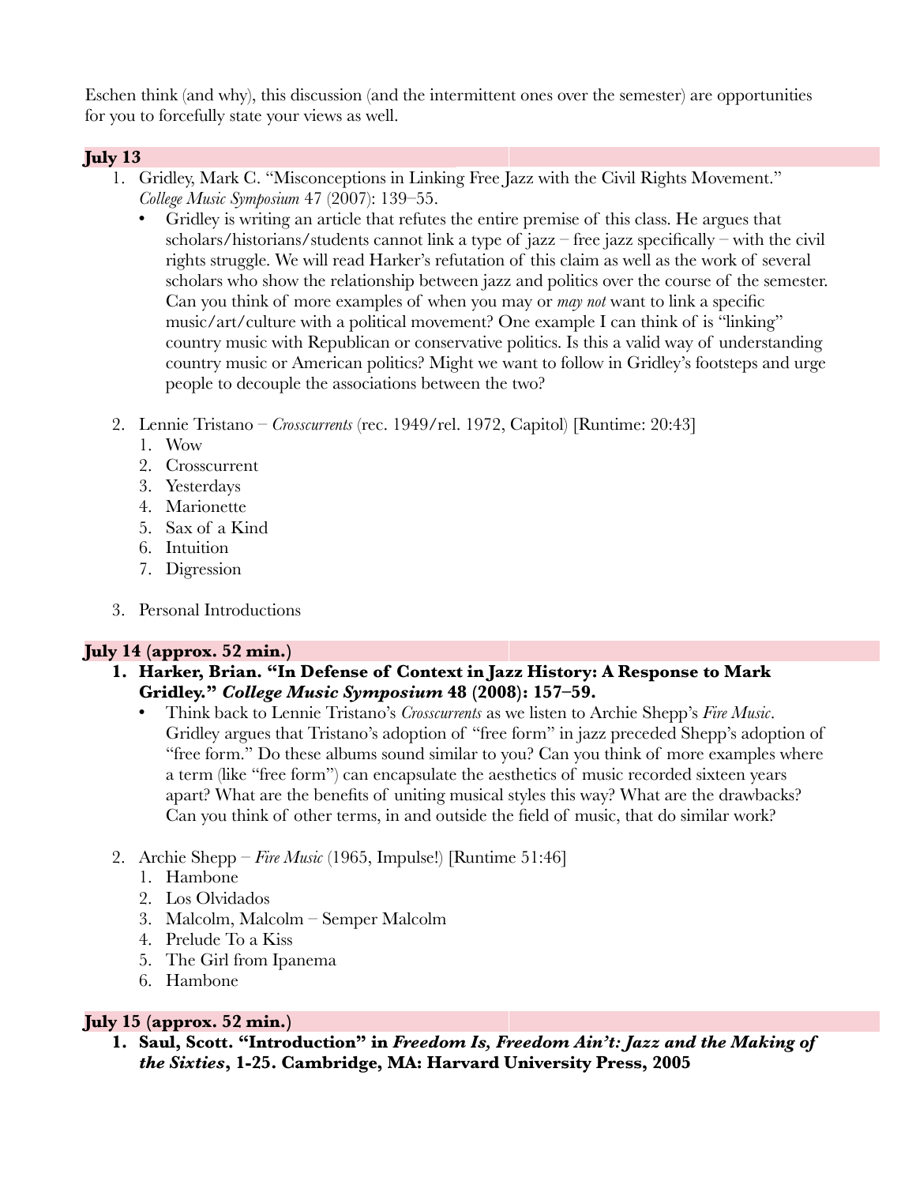Eschen think (and why), this discussion (and the intermittent ones over the semester) are opportunities for you to forcefully state your views as well.

**July 13**

1. Gridley, Mark C. "Misconceptions in Linking Free Jazz with the Civil Rights Movement." *College Music Symposium* 47 (2007): 139–55.
   - Gridley is writing an article that refutes the entire premise of this class. He argues that scholars/historians/students cannot link a type of jazz – free jazz specifically – with the civil rights struggle. We will read Harker's refutation of this claim as well as the work of several scholars who show the relationship between jazz and politics over the course of the semester. Can you think of more examples of when you may or *may not* want to link a specific music/art/culture with a political movement? One example I can think of is "linking" country music with Republican or conservative politics. Is this a valid way of understanding country music or American politics? Might we want to follow in Gridley's footsteps and urge people to decouple the associations between the two?

2. Lennie Tristano – *Crosscurrents* (rec. 1949/rel. 1972, Capitol) [Runtime: 20:43]
   1. Wow
   2. Crosscurrent
   3. Yesterdays
   4. Marionette
   5. Sax of a Kind
   6. Intuition
   7. Digression

3. Personal Introductions

**July 14 (approx. 52 min.)**

1. **Harker, Brian. "In Defense of Context in Jazz History: A Response to Mark Gridley."** ***College Music Symposium*** **48 (2008): 157–59.**
   - Think back to Lennie Tristano's *Crosscurrents* as we listen to Archie Shepp's *Fire Music*. Gridley argues that Tristano's adoption of "free form" in jazz preceded Shepp's adoption of "free form." Do these albums sound similar to you? Can you think of more examples where a term (like "free form") can encapsulate the aesthetics of music recorded sixteen years apart? What are the benefits of uniting musical styles this way? What are the drawbacks? Can you think of other terms, in and outside the field of music, that do similar work?

2. Archie Shepp – *Fire Music* (1965, Impulse!) [Runtime 51:46]
   1. Hambone
   2. Los Olvidados
   3. Malcolm, Malcolm – Semper Malcolm
   4. Prelude To a Kiss
   5. The Girl from Ipanema
   6. Hambone

**July 15 (approx. 52 min.)**

1. **Saul, Scott. "Introduction" in** ***Freedom Is, Freedom Ain't: Jazz and the Making of the Sixties*****, 1-25. Cambridge, MA: Harvard University Press, 2005**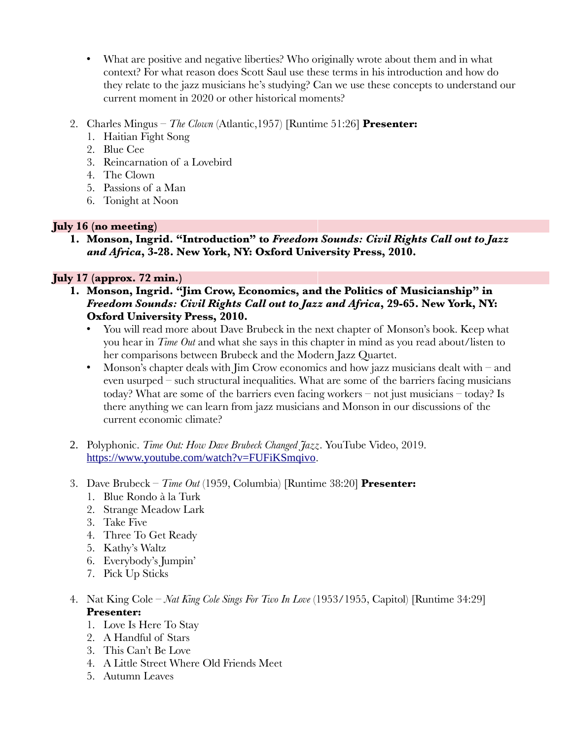- What are positive and negative liberties? Who originally wrote about them and in what context? For what reason does Scott Saul use these terms in his introduction and how do they relate to the jazz musicians he's studying? Can we use these concepts to understand our current moment in 2020 or other historical moments?

2. Charles Mingus – *The Clown* (Atlantic,1957) [Runtime 51:26] **Presenter:**
    1. Haitian Fight Song
    2. Blue Cee
    3. Reincarnation of a Lovebird
    4. The Clown
    5. Passions of a Man
    6. Tonight at Noon

**July 16 (no meeting)**

1. **Monson, Ingrid. "Introduction" to *Freedom Sounds: Civil Rights Call out to Jazz and Africa*, 3-28. New York, NY: Oxford University Press, 2010.**

**July 17 (approx. 72 min.)**

1. **Monson, Ingrid. "Jim Crow, Economics, and the Politics of Musicianship" in *Freedom Sounds: Civil Rights Call out to Jazz and Africa*, 29-65. New York, NY: Oxford University Press, 2010.**
    - You will read more about Dave Brubeck in the next chapter of Monson's book. Keep what you hear in *Time Out* and what she says in this chapter in mind as you read about/listen to her comparisons between Brubeck and the Modern Jazz Quartet.
    - Monson's chapter deals with Jim Crow economics and how jazz musicians dealt with – and even usurped – such structural inequalities. What are some of the barriers facing musicians today? What are some of the barriers even facing workers – not just musicians – today? Is there anything we can learn from jazz musicians and Monson in our discussions of the current economic climate?

2. Polyphonic. *Time Out: How Dave Brubeck Changed Jazz*. YouTube Video, 2019. https://www.youtube.com/watch?v=FUFiKSmqivo.

3. Dave Brubeck – *Time Out* (1959, Columbia) [Runtime 38:20] **Presenter:**
    1. Blue Rondo à la Turk
    2. Strange Meadow Lark
    3. Take Five
    4. Three To Get Ready
    5. Kathy's Waltz
    6. Everybody's Jumpin'
    7. Pick Up Sticks

4. Nat King Cole – *Nat King Cole Sings For Two In Love* (1953/1955, Capitol) [Runtime 34:29] **Presenter:**
    1. Love Is Here To Stay
    2. A Handful of Stars
    3. This Can't Be Love
    4. A Little Street Where Old Friends Meet
    5. Autumn Leaves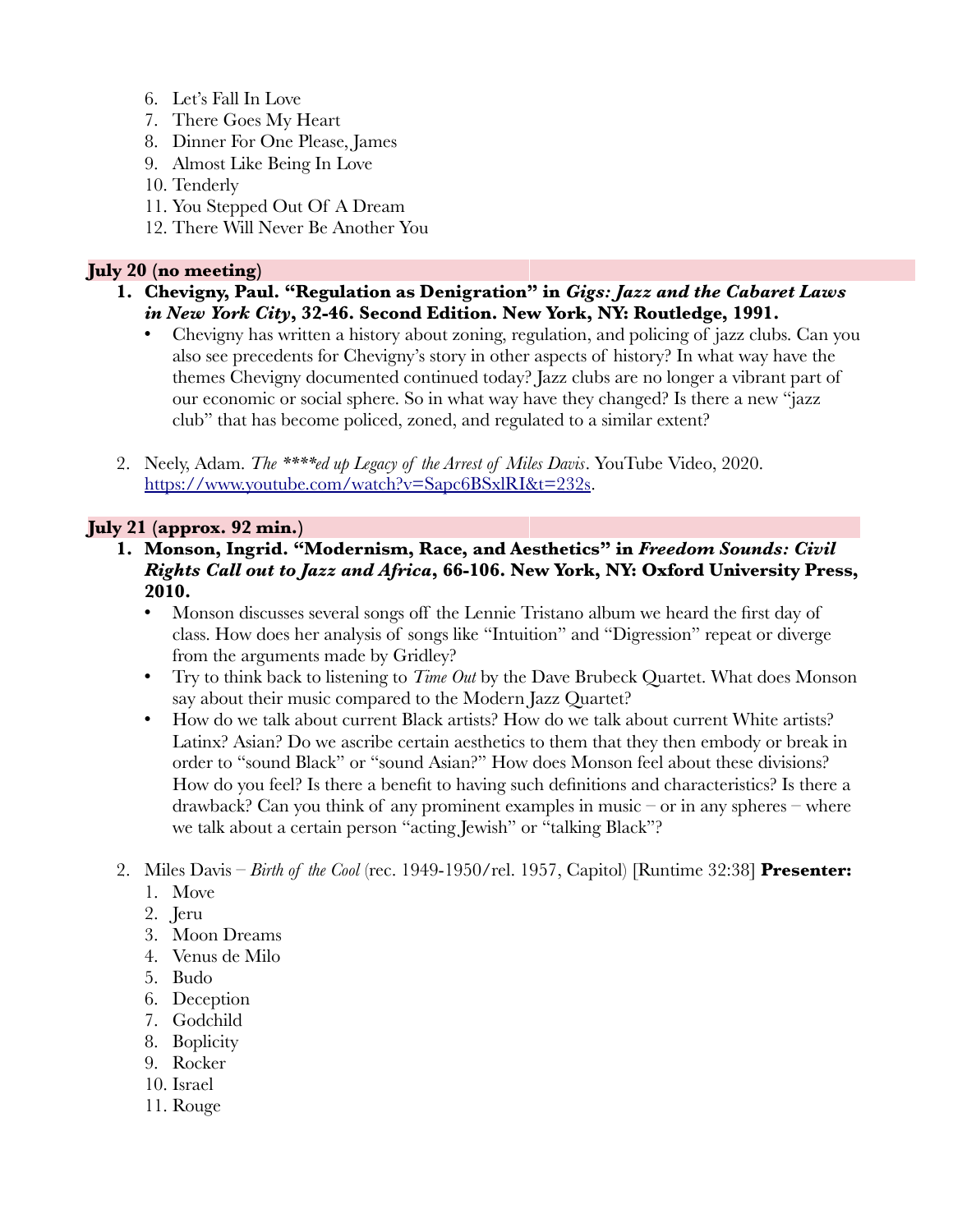6. Let's Fall In Love
7. There Goes My Heart
8. Dinner For One Please, James
9. Almost Like Being In Love
10. Tenderly
11. You Stepped Out Of A Dream
12. There Will Never Be Another You

**July 20 (no meeting)**

1. **Chevigny, Paul. "Regulation as Denigration" in *Gigs: Jazz and the Cabaret Laws in New York City*, 32-46. Second Edition. New York, NY: Routledge, 1991.**
   - Chevigny has written a history about zoning, regulation, and policing of jazz clubs. Can you also see precedents for Chevigny's story in other aspects of history? In what way have the themes Chevigny documented continued today? Jazz clubs are no longer a vibrant part of our economic or social sphere. So in what way have they changed? Is there a new "jazz club" that has become policed, zoned, and regulated to a similar extent?

2. Neely, Adam. *The ****ed up Legacy of the Arrest of Miles Davis*. YouTube Video, 2020. https://www.youtube.com/watch?v=Sapc6BSxlRI&t=232s.

**July 21 (approx. 92 min.)**

1. **Monson, Ingrid. "Modernism, Race, and Aesthetics" in *Freedom Sounds: Civil Rights Call out to Jazz and Africa*, 66-106. New York, NY: Oxford University Press, 2010.**
   - Monson discusses several songs off the Lennie Tristano album we heard the first day of class. How does her analysis of songs like "Intuition" and "Digression" repeat or diverge from the arguments made by Gridley?
   - Try to think back to listening to *Time Out* by the Dave Brubeck Quartet. What does Monson say about their music compared to the Modern Jazz Quartet?
   - How do we talk about current Black artists? How do we talk about current White artists? Latinx? Asian? Do we ascribe certain aesthetics to them that they then embody or break in order to "sound Black" or "sound Asian?" How does Monson feel about these divisions? How do you feel? Is there a benefit to having such definitions and characteristics? Is there a drawback? Can you think of any prominent examples in music – or in any spheres – where we talk about a certain person "acting Jewish" or "talking Black"?

2. Miles Davis – *Birth of the Cool* (rec. 1949-1950/rel. 1957, Capitol) [Runtime 32:38] **Presenter:**
   1. Move
   2. Jeru
   3. Moon Dreams
   4. Venus de Milo
   5. Budo
   6. Deception
   7. Godchild
   8. Boplicity
   9. Rocker
   10. Israel
   11. Rouge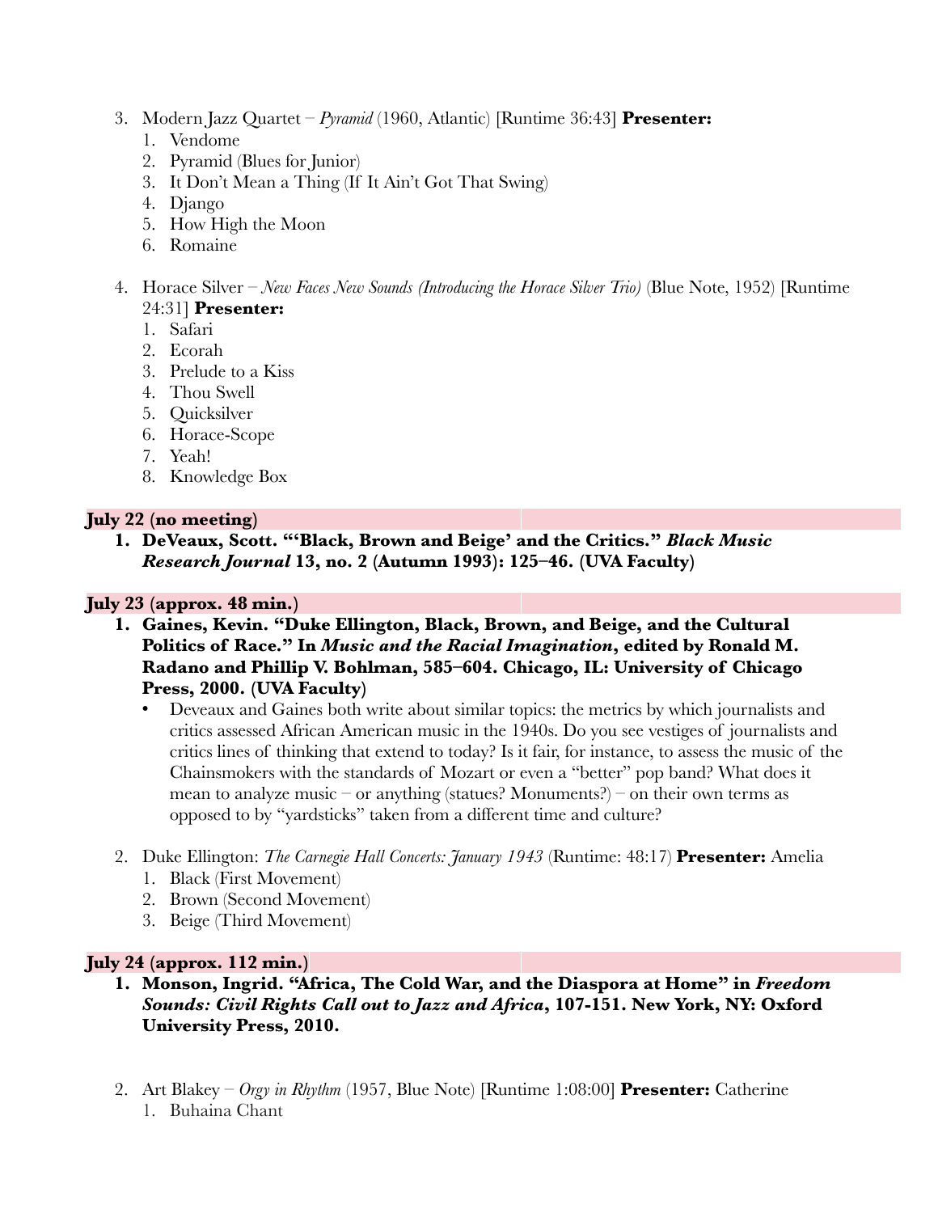3. Modern Jazz Quartet – *Pyramid* (1960, Atlantic) [Runtime 36:43] **Presenter:**
    1. Vendome
    2. Pyramid (Blues for Junior)
    3. It Don't Mean a Thing (If It Ain't Got That Swing)
    4. Django
    5. How High the Moon
    6. Romaine

4. Horace Silver – *New Faces New Sounds (Introducing the Horace Silver Trio)* (Blue Note, 1952) [Runtime 24:31] **Presenter:**
    1. Safari
    2. Ecorah
    3. Prelude to a Kiss
    4. Thou Swell
    5. Quicksilver
    6. Horace-Scope
    7. Yeah!
    8. Knowledge Box

**July 22 (no meeting)**

1. **DeVeaux, Scott. "'Black, Brown and Beige' and the Critics." *Black Music Research Journal* 13, no. 2 (Autumn 1993): 125–46. (UVA Faculty)**

**July 23 (approx. 48 min.)**

1. **Gaines, Kevin. "Duke Ellington, Black, Brown, and Beige, and the Cultural Politics of Race." In *Music and the Racial Imagination*, edited by Ronald M. Radano and Phillip V. Bohlman, 585–604. Chicago, IL: University of Chicago Press, 2000. (UVA Faculty)**
    - Deveaux and Gaines both write about similar topics: the metrics by which journalists and critics assessed African American music in the 1940s. Do you see vestiges of journalists and critics lines of thinking that extend to today? Is it fair, for instance, to assess the music of the Chainsmokers with the standards of Mozart or even a "better" pop band? What does it mean to analyze music – or anything (statues? Monuments?) – on their own terms as opposed to by "yardsticks" taken from a different time and culture?

2. Duke Ellington: *The Carnegie Hall Concerts: January 1943* (Runtime: 48:17) **Presenter:** Amelia
    1. Black (First Movement)
    2. Brown (Second Movement)
    3. Beige (Third Movement)

**July 24 (approx. 112 min.)**

1. **Monson, Ingrid. "Africa, The Cold War, and the Diaspora at Home" in *Freedom Sounds: Civil Rights Call out to Jazz and Africa*, 107-151. New York, NY: Oxford University Press, 2010.**

2. Art Blakey – *Orgy in Rhythm* (1957, Blue Note) [Runtime 1:08:00] **Presenter:** Catherine
    1. Buhaina Chant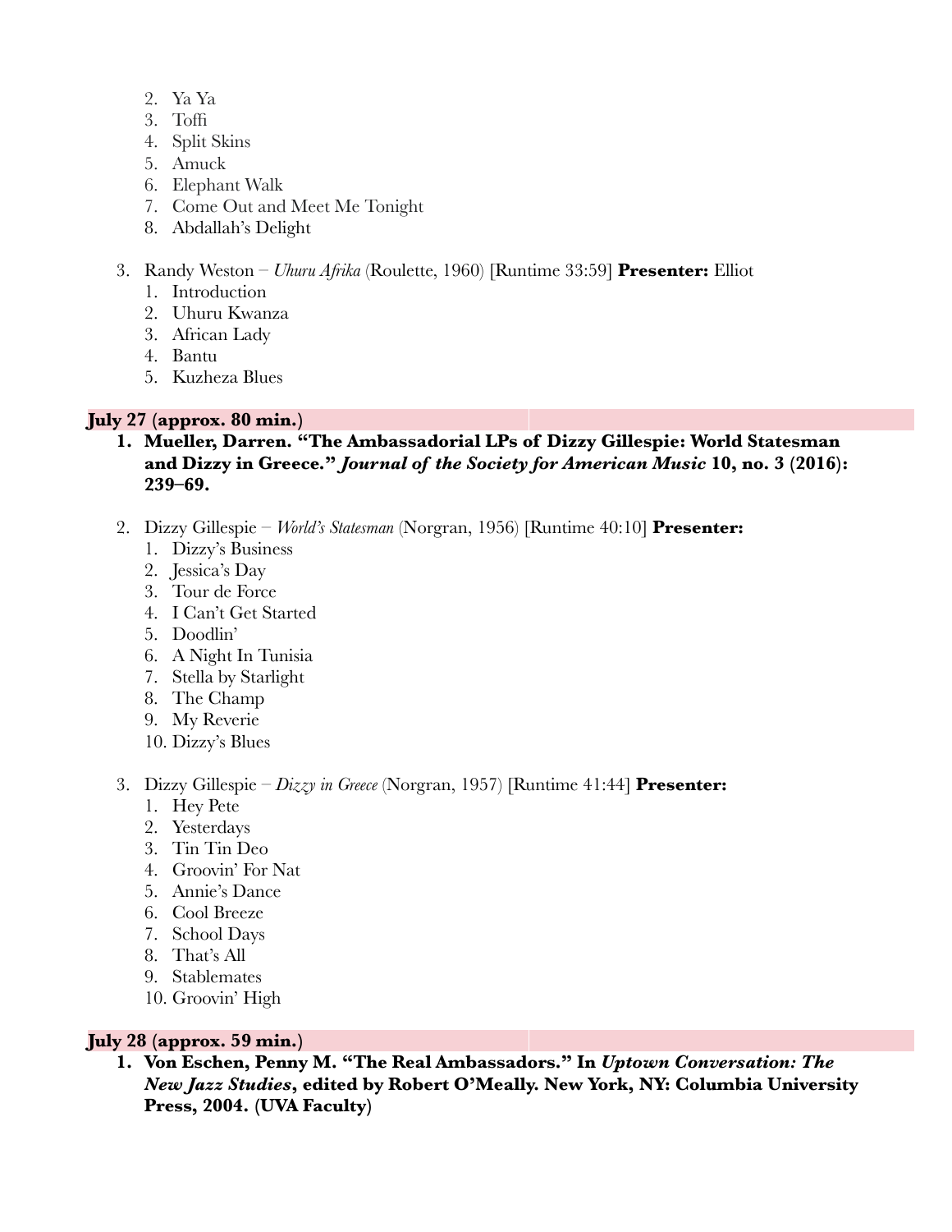2. Ya Ya
3. Toffi
4. Split Skins
5. Amuck
6. Elephant Walk
7. Come Out and Meet Me Tonight
8. Abdallah's Delight

3. Randy Weston – *Uhuru Afrika* (Roulette, 1960) [Runtime 33:59] **Presenter:** Elliot
   1. Introduction
   2. Uhuru Kwanza
   3. African Lady
   4. Bantu
   5. Kuzheza Blues

**July 27 (approx. 80 min.)**

1. **Mueller, Darren. "The Ambassadorial LPs of Dizzy Gillespie: World Statesman and Dizzy in Greece."** ***Journal of the Society for American Music*** **10, no. 3 (2016): 239–69.**

2. Dizzy Gillespie – *World's Statesman* (Norgran, 1956) [Runtime 40:10] **Presenter:**
   1. Dizzy's Business
   2. Jessica's Day
   3. Tour de Force
   4. I Can't Get Started
   5. Doodlin'
   6. A Night In Tunisia
   7. Stella by Starlight
   8. The Champ
   9. My Reverie
   10. Dizzy's Blues

3. Dizzy Gillespie – *Dizzy in Greece* (Norgran, 1957) [Runtime 41:44] **Presenter:**
   1. Hey Pete
   2. Yesterdays
   3. Tin Tin Deo
   4. Groovin' For Nat
   5. Annie's Dance
   6. Cool Breeze
   7. School Days
   8. That's All
   9. Stablemates
   10. Groovin' High

**July 28 (approx. 59 min.)**

1. **Von Eschen, Penny M. "The Real Ambassadors." In** ***Uptown Conversation: The New Jazz Studies*****, edited by Robert O'Meally. New York, NY: Columbia University Press, 2004. (UVA Faculty)**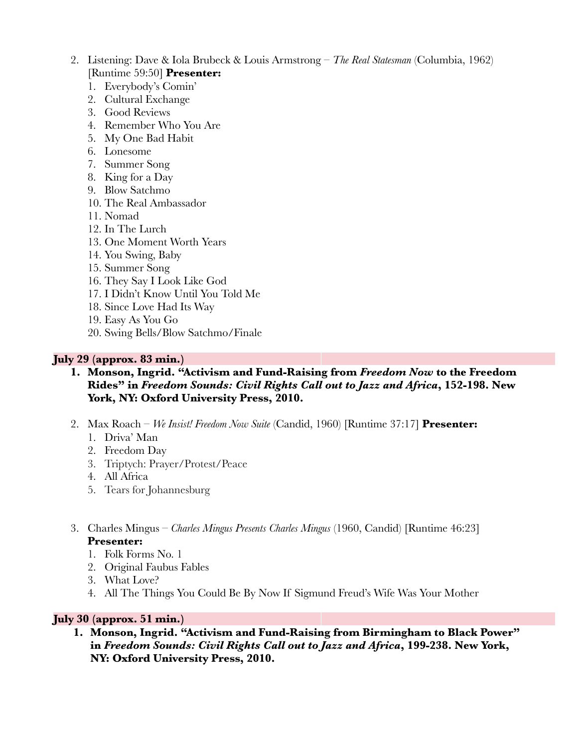2. Listening: Dave & Iola Brubeck & Louis Armstrong – *The Real Statesman* (Columbia, 1962) [Runtime 59:50] **Presenter:**
    1. Everybody's Comin'
    2. Cultural Exchange
    3. Good Reviews
    4. Remember Who You Are
    5. My One Bad Habit
    6. Lonesome
    7. Summer Song
    8. King for a Day
    9. Blow Satchmo
    10. The Real Ambassador
    11. Nomad
    12. In The Lurch
    13. One Moment Worth Years
    14. You Swing, Baby
    15. Summer Song
    16. They Say I Look Like God
    17. I Didn't Know Until You Told Me
    18. Since Love Had Its Way
    19. Easy As You Go
    20. Swing Bells/Blow Satchmo/Finale

**July 29 (approx. 83 min.)**

1. **Monson, Ingrid. "Activism and Fund-Raising from *Freedom Now* to the Freedom Rides" in *Freedom Sounds: Civil Rights Call out to Jazz and Africa*, 152-198. New York, NY: Oxford University Press, 2010.**

2. Max Roach – *We Insist! Freedom Now Suite* (Candid, 1960) [Runtime 37:17] **Presenter:**
    1. Driva' Man
    2. Freedom Day
    3. Triptych: Prayer/Protest/Peace
    4. All Africa
    5. Tears for Johannesburg

3. Charles Mingus – *Charles Mingus Presents Charles Mingus* (1960, Candid) [Runtime 46:23] **Presenter:**
    1. Folk Forms No. 1
    2. Original Faubus Fables
    3. What Love?
    4. All The Things You Could Be By Now If Sigmund Freud's Wife Was Your Mother

**July 30 (approx. 51 min.)**

1. **Monson, Ingrid. "Activism and Fund-Raising from Birmingham to Black Power" in *Freedom Sounds: Civil Rights Call out to Jazz and Africa*, 199-238. New York, NY: Oxford University Press, 2010.**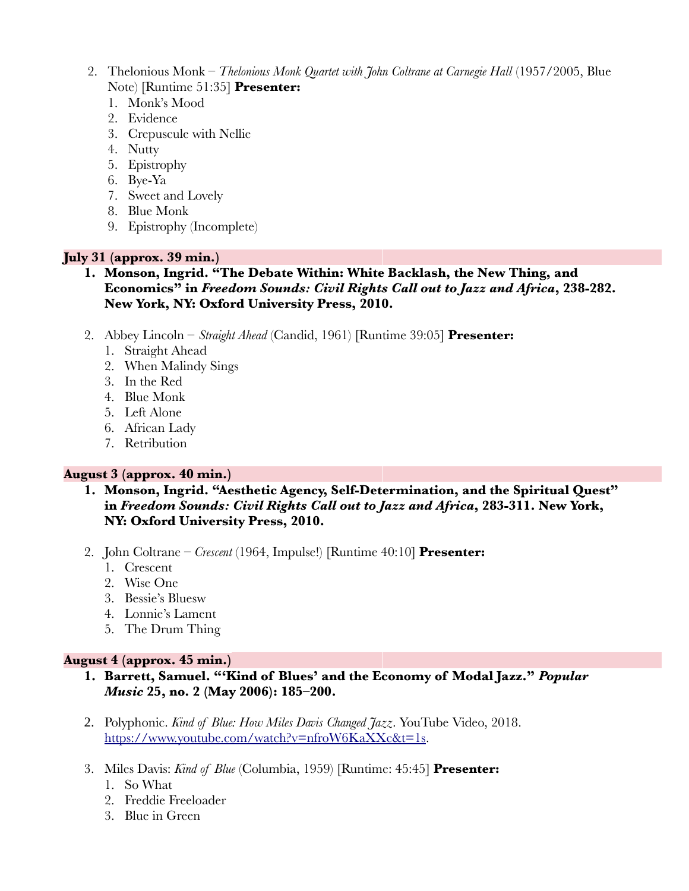2. Thelonious Monk – *Thelonious Monk Quartet with John Coltrane at Carnegie Hall* (1957/2005, Blue Note) [Runtime 51:35] **Presenter:**
    1. Monk's Mood
    2. Evidence
    3. Crepuscule with Nellie
    4. Nutty
    5. Epistrophy
    6. Bye-Ya
    7. Sweet and Lovely
    8. Blue Monk
    9. Epistrophy (Incomplete)

**July 31 (approx. 39 min.)**

1. **Monson, Ingrid. "The Debate Within: White Backlash, the New Thing, and Economics" in *Freedom Sounds: Civil Rights Call out to Jazz and Africa*, 238-282. New York, NY: Oxford University Press, 2010.**

2. Abbey Lincoln – *Straight Ahead* (Candid, 1961) [Runtime 39:05] **Presenter:**
    1. Straight Ahead
    2. When Malindy Sings
    3. In the Red
    4. Blue Monk
    5. Left Alone
    6. African Lady
    7. Retribution

**August 3 (approx. 40 min.)**

1. **Monson, Ingrid. "Aesthetic Agency, Self-Determination, and the Spiritual Quest" in *Freedom Sounds: Civil Rights Call out to Jazz and Africa*, 283-311. New York, NY: Oxford University Press, 2010.**

2. John Coltrane – *Crescent* (1964, Impulse!) [Runtime 40:10] **Presenter:**
    1. Crescent
    2. Wise One
    3. Bessie's Bluesw
    4. Lonnie's Lament
    5. The Drum Thing

**August 4 (approx. 45 min.)**

1. **Barrett, Samuel. "'Kind of Blues' and the Economy of Modal Jazz." *Popular Music* 25, no. 2 (May 2006): 185–200.**

2. Polyphonic. *Kind of Blue: How Miles Davis Changed Jazz*. YouTube Video, 2018. [https://www.youtube.com/watch?v=nfroW6KaXXc&t=1s](https://www.youtube.com/watch?v=nfroW6KaXXc&t=1s).

3. Miles Davis: *Kind of Blue* (Columbia, 1959) [Runtime: 45:45] **Presenter:**
    1. So What
    2. Freddie Freeloader
    3. Blue in Green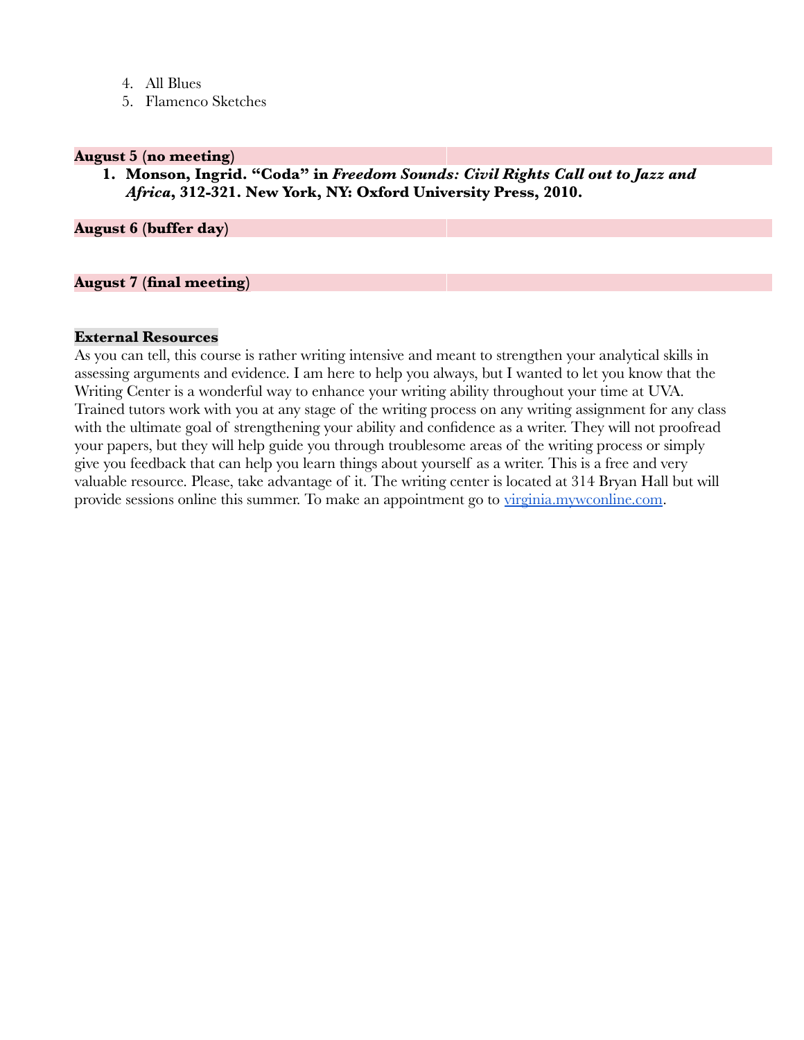4. All Blues
5. Flamenco Sketches

**August 5 (no meeting)**

1. **Monson, Ingrid. "Coda" in *Freedom Sounds: Civil Rights Call out to Jazz and Africa*, 312-321. New York, NY: Oxford University Press, 2010.**

**August 6 (buffer day)**

**August 7 (final meeting)**

**External Resources**

As you can tell, this course is rather writing intensive and meant to strengthen your analytical skills in assessing arguments and evidence. I am here to help you always, but I wanted to let you know that the Writing Center is a wonderful way to enhance your writing ability throughout your time at UVA. Trained tutors work with you at any stage of the writing process on any writing assignment for any class with the ultimate goal of strengthening your ability and confidence as a writer. They will not proofread your papers, but they will help guide you through troublesome areas of the writing process or simply give you feedback that can help you learn things about yourself as a writer. This is a free and very valuable resource. Please, take advantage of it. The writing center is located at 314 Bryan Hall but will provide sessions online this summer. To make an appointment go to [virginia.mywconline.com](virginia.mywconline.com).